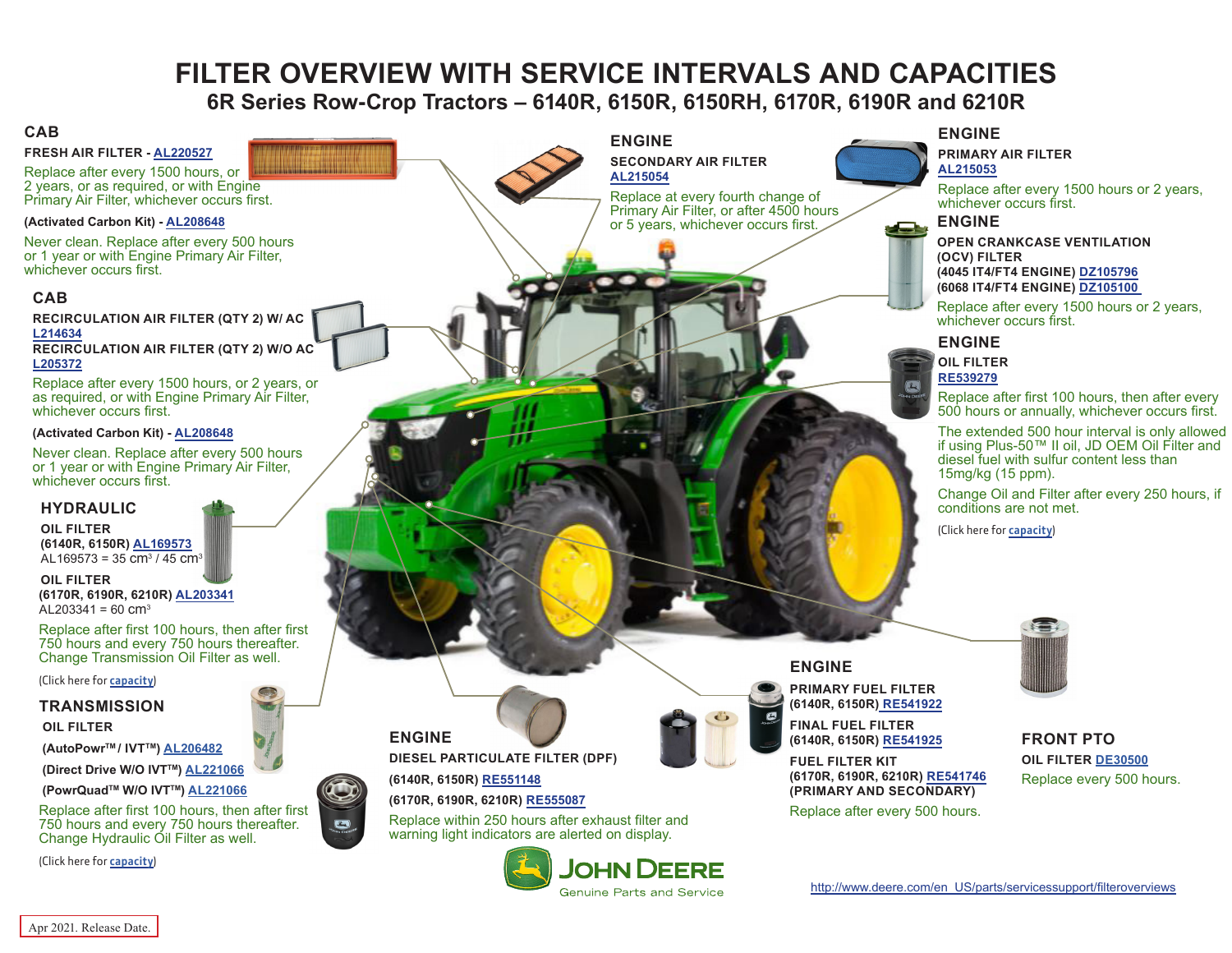# FILTER OVERVIEW WITH SERVICE INTERVALS AND CAPACITIES

## 6R Series Row-Crop Tractors – 6140R, 6150R, 6150RH, 6170R, 6190R and 6210R

### CAB

**FRESH AIR FILTER - AL220527**

Replace after every 1500 hours, or 2 years, or as required, or with Engine Primary Air Filter, whichever occurs first.

**(Activated Carbon Kit) - AL208648**

Never clean. Replace after every 500 hours or 1 year or with Engine Primary Air Filter, whichever occurs first.

### CAB

**RECIRCULATION AIR FILTER (QTY 2) W/ AC L214634**

**RECIRCULATION AIR FILTER (QTY 2) W/O AC L205372**

Replace after every 1500 hours, or 2 years, or as required, or with Engine Primary Air Filter, whichever occurs first.

**(Activated Carbon Kit) - AL208648**

Never clean. Replace after every 500 hours or 1 year or with Engine Primary Air Filter, whichever occurs first.

### HYDRAULIC

**OIL FILTER**

**(6140R, 6150R) AL169573**

AL169573 = 35 cm³ / 45 cm³

**OIL FILTER**

**(6170R, 6190R, 6210R) AL203341**

AL203341 = 60 cm³

Replace after first 100 hours, then after first 750 hours and every 750 hours thereafter. Change Transmission Oil Filter as well.

(Click here for capacity)

### TRANSMISSION

**OIL FILTER**

**(AutoPowr™ / IVT™) AL206482**

**(Direct Drive W/O IVT™) AL221066**

**(PowrQuad™ W/O IVT™) AL221066**

Replace after first 100 hours, then after first 750 hours and every 750 hours thereafter. Change Hydraulic Oil Filter as well.

(Click here for capacity)

### ENGINE

**SECONDARY AIR FILTER**

**AL215054**

Replace at every fourth change of Primary Air Filter, or after 4500 hours or 5 years, whichever occurs first.

### ENGINE

**PRIMARY AIR FILTER**

**AL215053**

Replace after every 1500 hours or 2 years, whichever occurs first.

### ENGINE

**OPEN CRANKCASE VENTILATION (OCV) FILTER**

**(4045 IT4/FT4 ENGINE) DZ105796**

**(6068 IT4/FT4 ENGINE) DZ105100**

Replace after every 1500 hours or 2 years, whichever occurs first.

### ENGINE

**OIL FILTER**

**RE539279**

Replace after first 100 hours, then after every 500 hours or annually, whichever occurs first.

The extended 500 hour interval is only allowed if using Plus-50™ II oil, JD OEM Oil Filter and diesel fuel with sulfur content less than 15mg/kg (15 ppm).

Change Oil and Filter after every 250 hours, if conditions are not met.

(Click here for capacity)

### ENGINE

**DIESEL PARTICULATE FILTER (DPF)**

**(6140R, 6150R) RE551148**

**(6170R, 6190R, 6210R) RE555087**

Replace within 250 hours after exhaust filter and warning light indicators are alerted on display.

### ENGINE

**PRIMARY FUEL FILTER**

**(6140R, 6150R) RE541922**

**FINAL FUEL FILTER**

**(6140R, 6150R) RE541925**

**FUEL FILTER KIT**

**(6170R, 6190R, 6210R) RE541746**

**(PRIMARY AND SECONDARY)**

Replace after every 500 hours.

### FRONT PTO

**OIL FILTER DE30500**

Replace every 500 hours.

JOHN DEERE
Genuine Parts and Service

http://www.deere.com/en_US/parts/servicessupport/filteroverviews

Apr 2021. Release Date.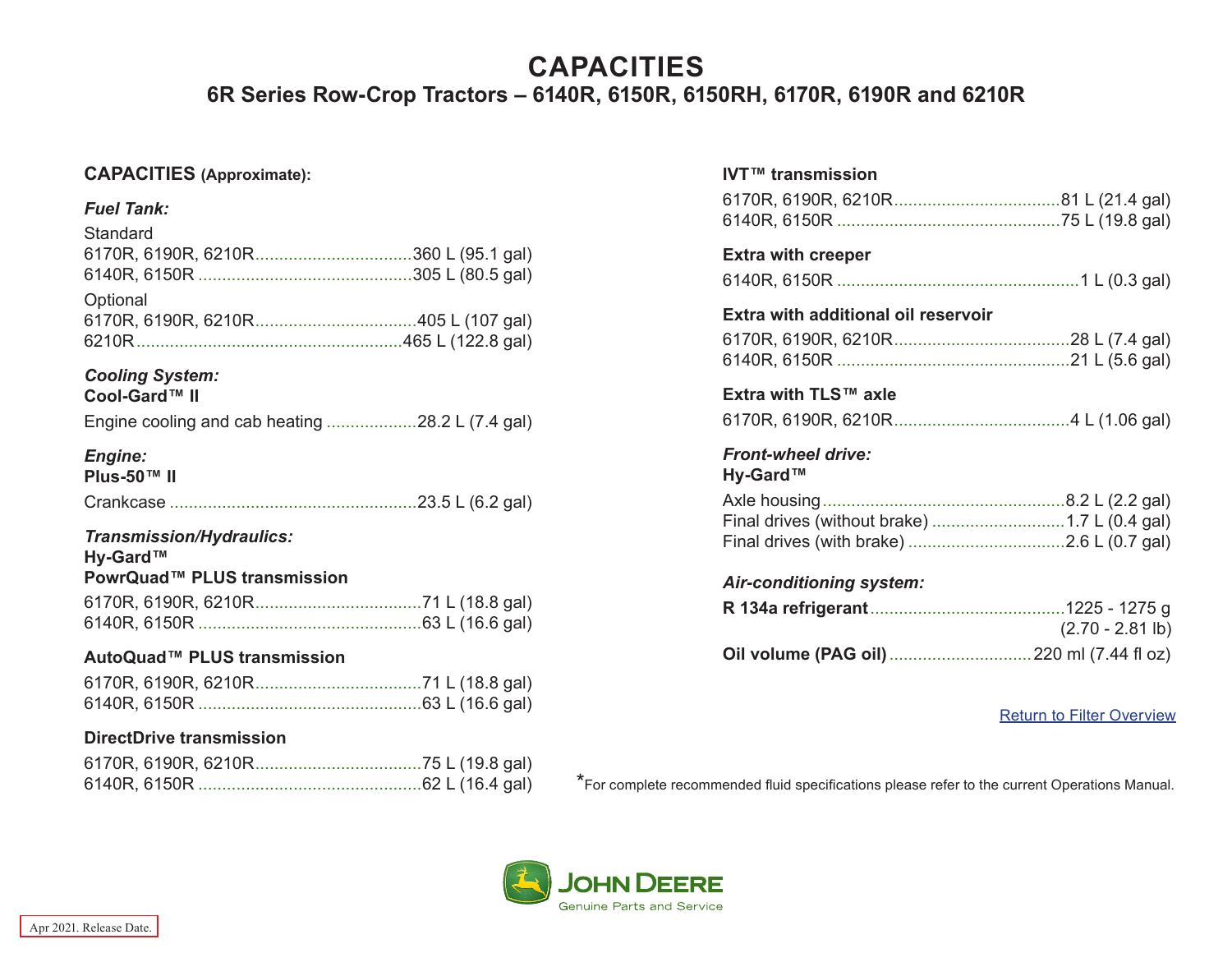# CAPACITIES

## 6R Series Row-Crop Tractors – 6140R, 6150R, 6150RH, 6170R, 6190R and 6210R

### CAPACITIES (Approximate):

***Fuel Tank:***

Standard

6170R, 6190R, 6210R.................................360 L (95.1 gal)
6140R, 6150R .............................................305 L (80.5 gal)

Optional

6170R, 6190R, 6210R..................................405 L (107 gal)
6210R........................................................465 L (122.8 gal)

***Cooling System:***

**Cool-Gard™ II**

Engine cooling and cab heating ...................28.2 L (7.4 gal)

***Engine:***

**Plus-50™ II**

Crankcase ....................................................23.5 L (6.2 gal)

***Transmission/Hydraulics:***

**Hy-Gard™**

**PowrQuad™ PLUS transmission**

6170R, 6190R, 6210R...................................71 L (18.8 gal)
6140R, 6150R ...............................................63 L (16.6 gal)

**AutoQuad™ PLUS transmission**

6170R, 6190R, 6210R...................................71 L (18.8 gal)
6140R, 6150R ...............................................63 L (16.6 gal)

**DirectDrive transmission**

6170R, 6190R, 6210R...................................75 L (19.8 gal)
6140R, 6150R ...............................................62 L (16.4 gal)

**IVT™ transmission**

6170R, 6190R, 6210R...................................81 L (21.4 gal)
6140R, 6150R ...............................................75 L (19.8 gal)

**Extra with creeper**

6140R, 6150R ..................................................1 L (0.3 gal)

**Extra with additional oil reservoir**

6170R, 6190R, 6210R....................................28 L (7.4 gal)
6140R, 6150R .................................................21 L (5.6 gal)

**Extra with TLS™ axle**

6170R, 6190R, 6210R....................................4 L (1.06 gal)

***Front-wheel drive:***

**Hy-Gard™**

Axle housing ..................................................8.2 L (2.2 gal)
Final drives (without brake) ............................1.7 L (0.4 gal)
Final drives (with brake) .................................2.6 L (0.7 gal)

***Air-conditioning system:***

**R 134a refrigerant**.........................................1225 - 1275 g (2.70 - 2.81 lb)

**Oil volume (PAG oil)**..............................220 ml (7.44 fl oz)

Return to Filter Overview

*For complete recommended fluid specifications please refer to the current Operations Manual.

JOHN DEERE
Genuine Parts and Service

Apr 2021. Release Date.